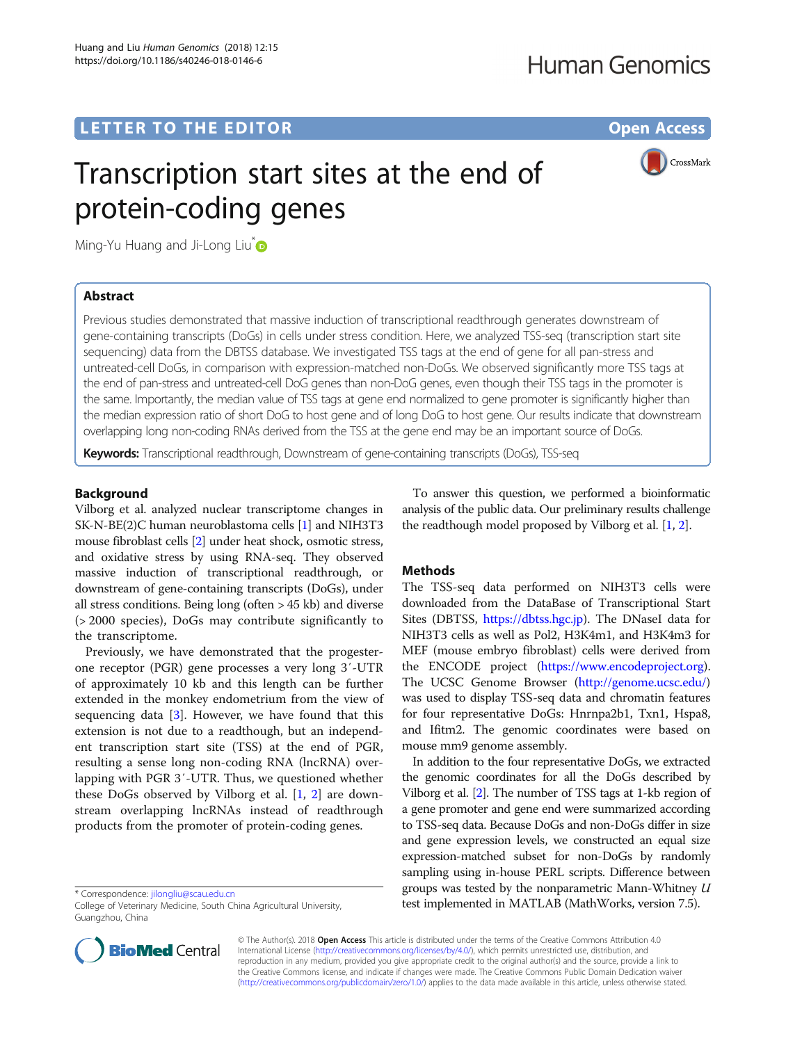LETTER TO THE EDITOR

Open Access

# Transcription start sites at the end of protein-coding genes

Ming-Yu Huang and Ji-Long Liu*

## Abstract

Previous studies demonstrated that massive induction of transcriptional readthrough generates downstream of gene-containing transcripts (DoGs) in cells under stress condition. Here, we analyzed TSS-seq (transcription start site sequencing) data from the DBTSS database. We investigated TSS tags at the end of gene for all pan-stress and untreated-cell DoGs, in comparison with expression-matched non-DoGs. We observed significantly more TSS tags at the end of pan-stress and untreated-cell DoG genes than non-DoG genes, even though their TSS tags in the promoter is the same. Importantly, the median value of TSS tags at gene end normalized to gene promoter is significantly higher than the median expression ratio of short DoG to host gene and of long DoG to host gene. Our results indicate that downstream overlapping long non-coding RNAs derived from the TSS at the gene end may be an important source of DoGs.

**Keywords:** Transcriptional readthrough, Downstream of gene-containing transcripts (DoGs), TSS-seq

## Background

Vilborg et al. analyzed nuclear transcriptome changes in SK-N-BE(2)C human neuroblastoma cells [1] and NIH3T3 mouse fibroblast cells [2] under heat shock, osmotic stress, and oxidative stress by using RNA-seq. They observed massive induction of transcriptional readthrough, or downstream of gene-containing transcripts (DoGs), under all stress conditions. Being long (often > 45 kb) and diverse (> 2000 species), DoGs may contribute significantly to the transcriptome.

Previously, we have demonstrated that the progesterone receptor (PGR) gene processes a very long 3′-UTR of approximately 10 kb and this length can be further extended in the monkey endometrium from the view of sequencing data [3]. However, we have found that this extension is not due to a readthough, but an independent transcription start site (TSS) at the end of PGR, resulting a sense long non-coding RNA (lncRNA) overlapping with PGR 3′-UTR. Thus, we questioned whether these DoGs observed by Vilborg et al. [1, 2] are downstream overlapping lncRNAs instead of readthrough products from the promoter of protein-coding genes.

To answer this question, we performed a bioinformatic analysis of the public data. Our preliminary results challenge the readthough model proposed by Vilborg et al. [1, 2].

## Methods

The TSS-seq data performed on NIH3T3 cells were downloaded from the DataBase of Transcriptional Start Sites (DBTSS, https://dbtss.hgc.jp). The DNaseI data for NIH3T3 cells as well as Pol2, H3K4m1, and H3K4m3 for MEF (mouse embryo fibroblast) cells were derived from the ENCODE project (https://www.encodeproject.org). The UCSC Genome Browser (http://genome.ucsc.edu/) was used to display TSS-seq data and chromatin features for four representative DoGs: Hnrnpa2b1, Txn1, Hspa8, and Ifitm2. The genomic coordinates were based on mouse mm9 genome assembly.

In addition to the four representative DoGs, we extracted the genomic coordinates for all the DoGs described by Vilborg et al. [2]. The number of TSS tags at 1-kb region of a gene promoter and gene end were summarized according to TSS-seq data. Because DoGs and non-DoGs differ in size and gene expression levels, we constructed an equal size expression-matched subset for non-DoGs by randomly sampling using in-house PERL scripts. Difference between groups was tested by the nonparametric Mann-Whitney *U* test implemented in MATLAB (MathWorks, version 7.5).

* Correspondence: jilongliu@scau.edu.cn
College of Veterinary Medicine, South China Agricultural University, Guangzhou, China

© The Author(s). 2018 **Open Access** This article is distributed under the terms of the Creative Commons Attribution 4.0 International License (http://creativecommons.org/licenses/by/4.0/), which permits unrestricted use, distribution, and reproduction in any medium, provided you give appropriate credit to the original author(s) and the source, provide a link to the Creative Commons license, and indicate if changes were made. The Creative Commons Public Domain Dedication waiver (http://creativecommons.org/publicdomain/zero/1.0/) applies to the data made available in this article, unless otherwise stated.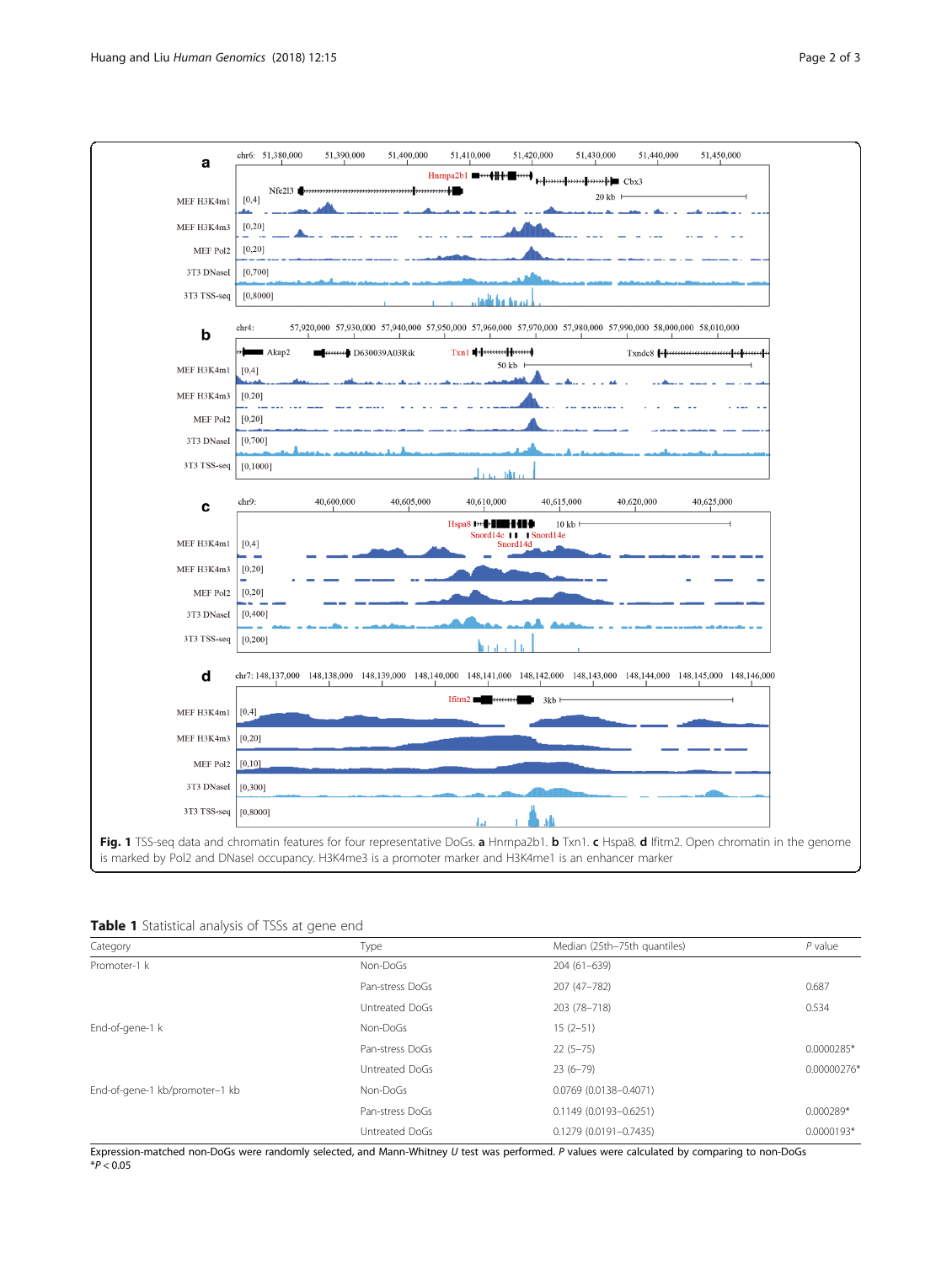**Fig. 1** TSS-seq data and chromatin features for four representative DoGs. **a** Hnrnpa2b1. **b** Txn1. **c** Hspa8. **d** Ifitm2. Open chromatin in the genome is marked by Pol2 and DNaseI occupancy. H3K4me3 is a promoter marker and H3K4me1 is an enhancer marker

**Table 1** Statistical analysis of TSSs at gene end

| Category | Type | Median (25th–75th quantiles) | *P* value |
|---|---|---|---|
| Promoter-1 k | Non-DoGs | 204 (61–639) | |
| | Pan-stress DoGs | 207 (47–782) | 0.687 |
| | Untreated DoGs | 203 (78–718) | 0.534 |
| End-of-gene-1 k | Non-DoGs | 15 (2–51) | |
| | Pan-stress DoGs | 22 (5–75) | 0.0000285* |
| | Untreated DoGs | 23 (6–79) | 0.00000276* |
| End-of-gene-1 kb/promoter–1 kb | Non-DoGs | 0.0769 (0.0138–0.4071) | |
| | Pan-stress DoGs | 0.1149 (0.0193–0.6251) | 0.000289* |
| | Untreated DoGs | 0.1279 (0.0191–0.7435) | 0.0000193* |

Expression-matched non-DoGs were randomly selected, and Mann-Whitney *U* test was performed. *P* values were calculated by comparing to non-DoGs
$^{*}P < 0.05$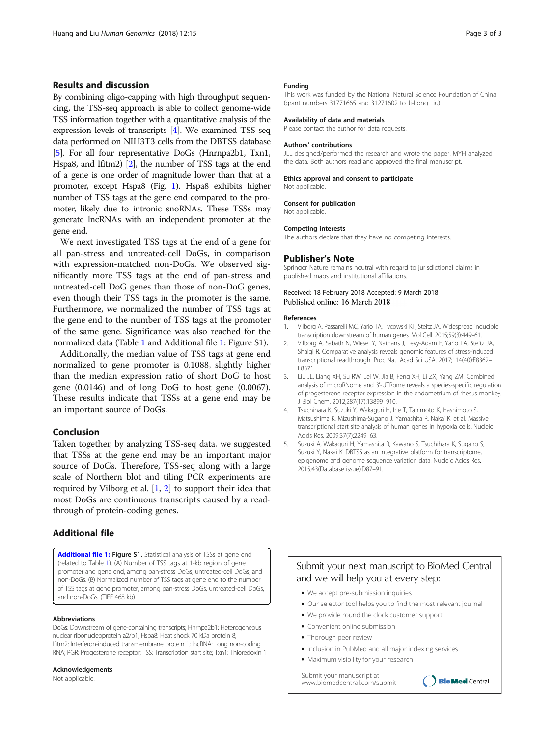## Results and discussion

By combining oligo-capping with high throughput sequencing, the TSS-seq approach is able to collect genome-wide TSS information together with a quantitative analysis of the expression levels of transcripts [4]. We examined TSS-seq data performed on NIH3T3 cells from the DBTSS database [5]. For all four representative DoGs (Hnrnpa2b1, Txn1, Hspa8, and Ifitm2) [2], the number of TSS tags at the end of a gene is one order of magnitude lower than that at a promoter, except Hspa8 (Fig. 1). Hspa8 exhibits higher number of TSS tags at the gene end compared to the promoter, likely due to intronic snoRNAs. These TSSs may generate lncRNAs with an independent promoter at the gene end.

We next investigated TSS tags at the end of a gene for all pan-stress and untreated-cell DoGs, in comparison with expression-matched non-DoGs. We observed significantly more TSS tags at the end of pan-stress and untreated-cell DoG genes than those of non-DoG genes, even though their TSS tags in the promoter is the same. Furthermore, we normalized the number of TSS tags at the gene end to the number of TSS tags at the promoter of the same gene. Significance was also reached for the normalized data (Table 1 and Additional file 1: Figure S1).

Additionally, the median value of TSS tags at gene end normalized to gene promoter is 0.1088, slightly higher than the median expression ratio of short DoG to host gene (0.0146) and of long DoG to host gene (0.0067). These results indicate that TSSs at a gene end may be an important source of DoGs.

## Conclusion

Taken together, by analyzing TSS-seq data, we suggested that TSSs at the gene end may be an important major source of DoGs. Therefore, TSS-seq along with a large scale of Northern blot and tiling PCR experiments are required by Vilborg et al. [1, 2] to support their idea that most DoGs are continuous transcripts caused by a read-through of protein-coding genes.

## Additional file

**Additional file 1: Figure S1.** Statistical analysis of TSSs at gene end (related to Table 1). (A) Number of TSS tags at 1-kb region of gene promoter and gene end, among pan-stress DoGs, untreated-cell DoGs, and non-DoGs. (B) Normalized number of TSS tags at gene end to the number of TSS tags at gene promoter, among pan-stress DoGs, untreated-cell DoGs, and non-DoGs. (TIFF 468 kb)

#### Abbreviations

DoGs: Downstream of gene-containing transcripts; Hnrnpa2b1: Heterogeneous nuclear ribonucleoprotein a2/b1; Hspa8: Heat shock 70 kDa protein 8; Ifitm2: Interferon-induced transmembrane protein 1; lncRNA: Long non-coding RNA; PGR: Progesterone receptor; TSS: Transcription start site; Txn1: Thioredoxin 1

#### Acknowledgements

Not applicable.

#### Funding

This work was funded by the National Natural Science Foundation of China (grant numbers 31771665 and 31271602 to Ji-Long Liu).

#### Availability of data and materials

Please contact the author for data requests.

#### Authors' contributions

JLL designed/performed the research and wrote the paper. MYH analyzed the data. Both authors read and approved the final manuscript.

#### Ethics approval and consent to participate

Not applicable.

#### Consent for publication

Not applicable.

#### Competing interests

The authors declare that they have no competing interests.

## Publisher's Note

Springer Nature remains neutral with regard to jurisdictional claims in published maps and institutional affiliations.

Received: 18 February 2018 Accepted: 9 March 2018
Published online: 16 March 2018

#### References

1. Vilborg A, Passarelli MC, Yario TA, Tycowski KT, Steitz JA. Widespread inducible transcription downstream of human genes. Mol Cell. 2015;59(3):449–61.
2. Vilborg A, Sabath N, Wiesel Y, Nathans J, Levy-Adam F, Yario TA, Steitz JA, Shalgi R. Comparative analysis reveals genomic features of stress-induced transcriptional readthrough. Proc Natl Acad Sci USA. 2017;114(40):E8362–E8371.
3. Liu JL, Liang XH, Su RW, Lei W, Jia B, Feng XH, Li ZX, Yang ZM. Combined analysis of microRNome and 3'-UTRome reveals a species-specific regulation of progesterone receptor expression in the endometrium of rhesus monkey. J Biol Chem. 2012;287(17):13899–910.
4. Tsuchihara K, Suzuki Y, Wakaguri H, Irie T, Tanimoto K, Hashimoto S, Matsushima K, Mizushima-Sugano J, Yamashita R, Nakai K, et al. Massive transcriptional start site analysis of human genes in hypoxia cells. Nucleic Acids Res. 2009;37(7):2249–63.
5. Suzuki A, Wakaguri H, Yamashita R, Kawano S, Tsuchihara K, Sugano S, Suzuki Y, Nakai K. DBTSS as an integrative platform for transcriptome, epigenome and genome sequence variation data. Nucleic Acids Res. 2015;43(Database issue):D87–91.

Submit your next manuscript to BioMed Central and we will help you at every step:

- We accept pre-submission inquiries
- Our selector tool helps you to find the most relevant journal
- We provide round the clock customer support
- Convenient online submission
- Thorough peer review
- Inclusion in PubMed and all major indexing services
- Maximum visibility for your research

Submit your manuscript at www.biomedcentral.com/submit

BioMed Central